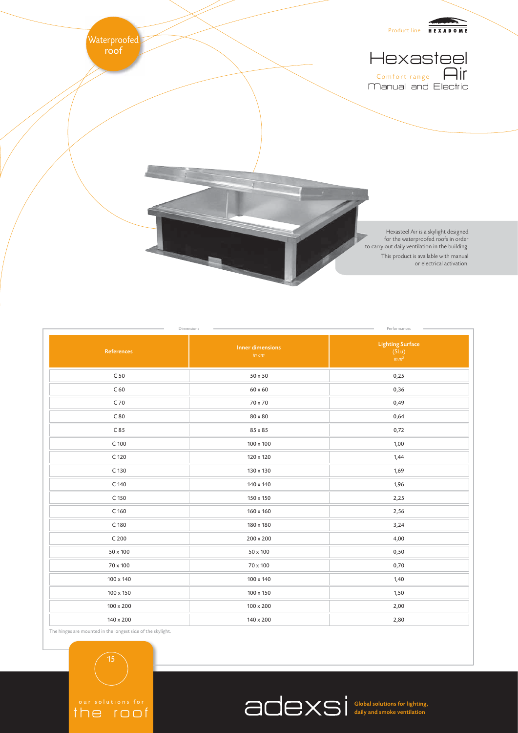Waterproofed roof

Product line HEXADOME

# Hexasteel Air

Comfort range

Manual and Electric

Hexasteel Air is a skylight designed for the waterproofed roofs in order to carry out daily ventilation in the building.

This product is available with manual or electrical activation.

| Dimensions | | Performances |
|---|---|---|
| **References** | **Inner dimensions** *in cm* | **Lighting Surface** (SLu) *in m²* |
| C 50 | 50 x 50 | 0,25 |
| C 60 | 60 x 60 | 0,36 |
| C 70 | 70 x 70 | 0,49 |
| C 80 | 80 x 80 | 0,64 |
| C 85 | 85 x 85 | 0,72 |
| C 100 | 100 x 100 | 1,00 |
| C 120 | 120 x 120 | 1,44 |
| C 130 | 130 x 130 | 1,69 |
| C 140 | 140 x 140 | 1,96 |
| C 150 | 150 x 150 | 2,25 |
| C 160 | 160 x 160 | 2,56 |
| C 180 | 180 x 180 | 3,24 |
| C 200 | 200 x 200 | 4,00 |
| 50 x 100 | 50 x 100 | 0,50 |
| 70 x 100 | 70 x 100 | 0,70 |
| 100 x 140 | 100 x 140 | 1,40 |
| 100 x 150 | 100 x 150 | 1,50 |
| 100 x 200 | 100 x 200 | 2,00 |
| 140 x 200 | 140 x 200 | 2,80 |

The hinges are mounted in the longest side of the skylight.

our solutions for the roof

adexsi Global solutions for lighting, daily and smoke ventilation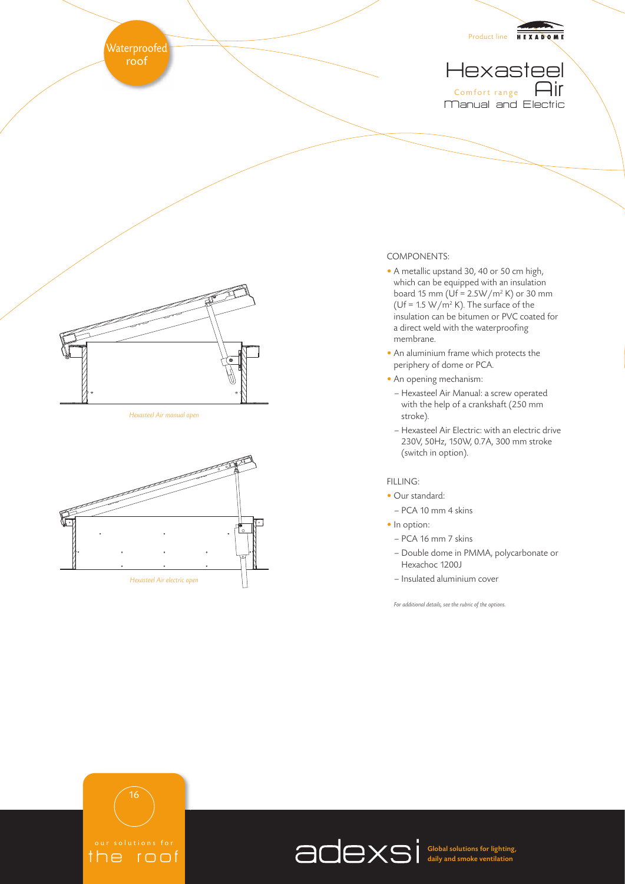Waterproofed roof

Product line HEXADOME

# Hexasteel Air

Comfort range

Manual and Electric

*Hexasteel Air manual open*

*Hexasteel Air electric open*

COMPONENTS:

- A metallic upstand 30, 40 or 50 cm high, which can be equipped with an insulation board 15 mm (Uf = 2.5W/m² K) or 30 mm (Uf = 1.5 W/m² K). The surface of the insulation can be bitumen or PVC coated for a direct weld with the waterproofing membrane.
- An aluminium frame which protects the periphery of dome or PCA.
- An opening mechanism:
  - Hexasteel Air Manual: a screw operated with the help of a crankshaft (250 mm stroke).
  - Hexasteel Air Electric: with an electric drive 230V, 50Hz, 150W, 0.7A, 300 mm stroke (switch in option).

FILLING:

- Our standard:
  - PCA 10 mm 4 skins
- In option:
  - PCA 16 mm 7 skins
  - Double dome in PMMA, polycarbonate or Hexachoc 1200J
  - Insulated aluminium cover

*For additional details, see the rubric of the options.*

our solutions for the roof

adexsi Global solutions for lighting, daily and smoke ventilation